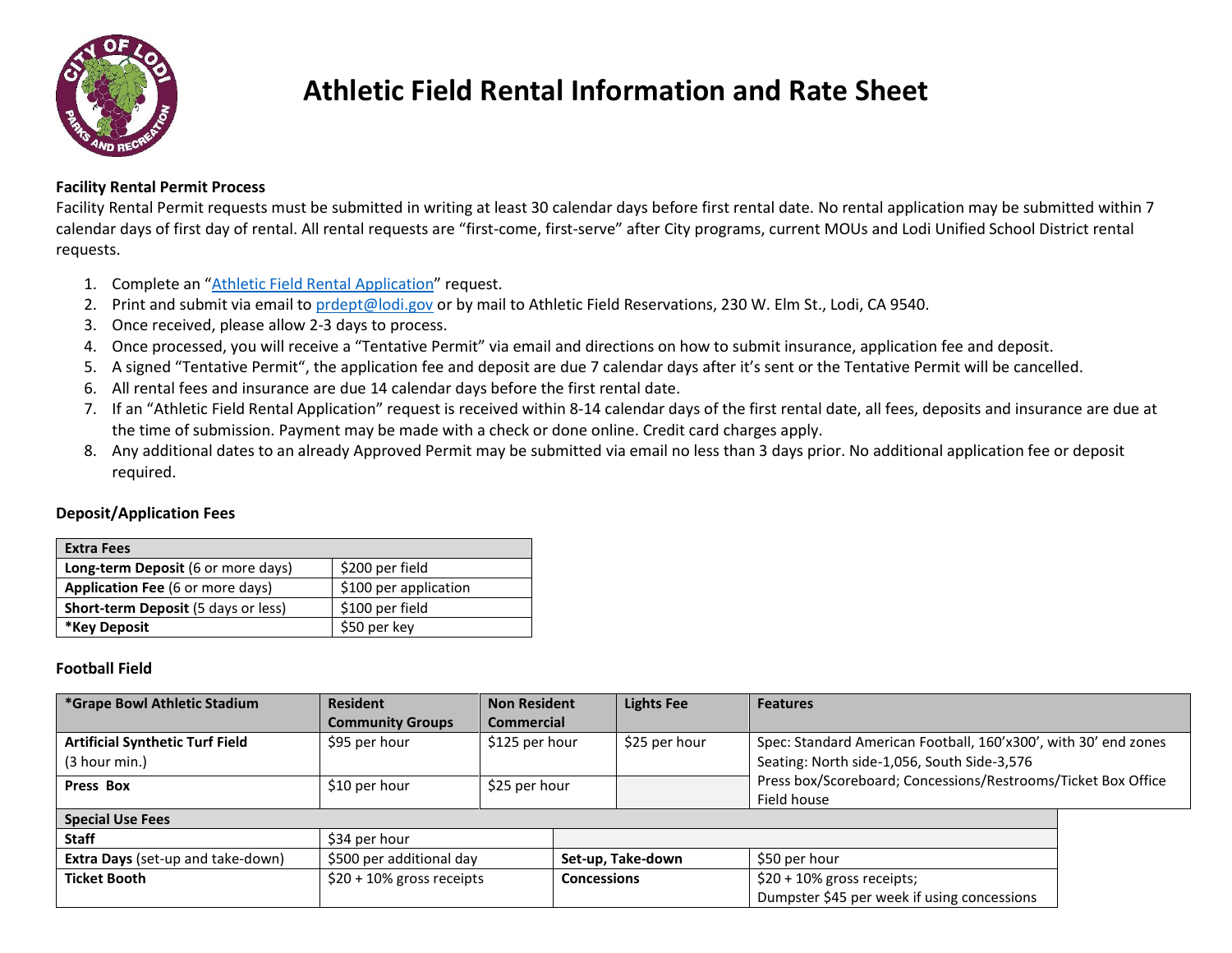# Athletic Field Rental Information and Rate Sheet

**Facility Rental Permit Process**

Facility Rental Permit requests must be submitted in writing at least 30 calendar days before first rental date. No rental application may be submitted within 7 calendar days of first day of rental. All rental requests are "first-come, first-serve" after City programs, current MOUs and Lodi Unified School District rental requests.

1. Complete an "[Athletic Field Rental Application]" request.
2. Print and submit via email to prdept@lodi.gov or by mail to Athletic Field Reservations, 230 W. Elm St., Lodi, CA 9540.
3. Once received, please allow 2-3 days to process.
4. Once processed, you will receive a "Tentative Permit" via email and directions on how to submit insurance, application fee and deposit.
5. A signed "Tentative Permit", the application fee and deposit are due 7 calendar days after it's sent or the Tentative Permit will be cancelled.
6. All rental fees and insurance are due 14 calendar days before the first rental date.
7. If an "Athletic Field Rental Application" request is received within 8-14 calendar days of the first rental date, all fees, deposits and insurance are due at the time of submission. Payment may be made with a check or done online. Credit card charges apply.
8. Any additional dates to an already Approved Permit may be submitted via email no less than 3 days prior. No additional application fee or deposit required.

**Deposit/Application Fees**

| Extra Fees | |
|---|---|
| **Long-term Deposit** (6 or more days) | $200 per field |
| **Application Fee** (6 or more days) | $100 per application |
| **Short-term Deposit** (5 days or less) | $100 per field |
| ***Key Deposit** | $50 per key |

**Football Field**

| *Grape Bowl Athletic Stadium | Resident Community Groups | Non Resident Commercial | Lights Fee | Features |
|---|---|---|---|---|
| **Artificial Synthetic Turf Field** (3 hour min.) | $95 per hour | $125 per hour | $25 per hour | Spec: Standard American Football, 160'x300', with 30' end zones<br>Seating: North side-1,056, South Side-3,576<br>Press box/Scoreboard; Concessions/Restrooms/Ticket Box Office<br>Field house |
| **Press Box** | $10 per hour | $25 per hour | | |

| Special Use Fees | | | |
|---|---|---|---|
| **Staff** | $34 per hour | | |
| **Extra Days** (set-up and take-down) | $500 per additional day | **Set-up, Take-down** | $50 per hour |
| **Ticket Booth** | $20 + 10% gross receipts | **Concessions** | $20 + 10% gross receipts;<br>Dumpster $45 per week if using concessions |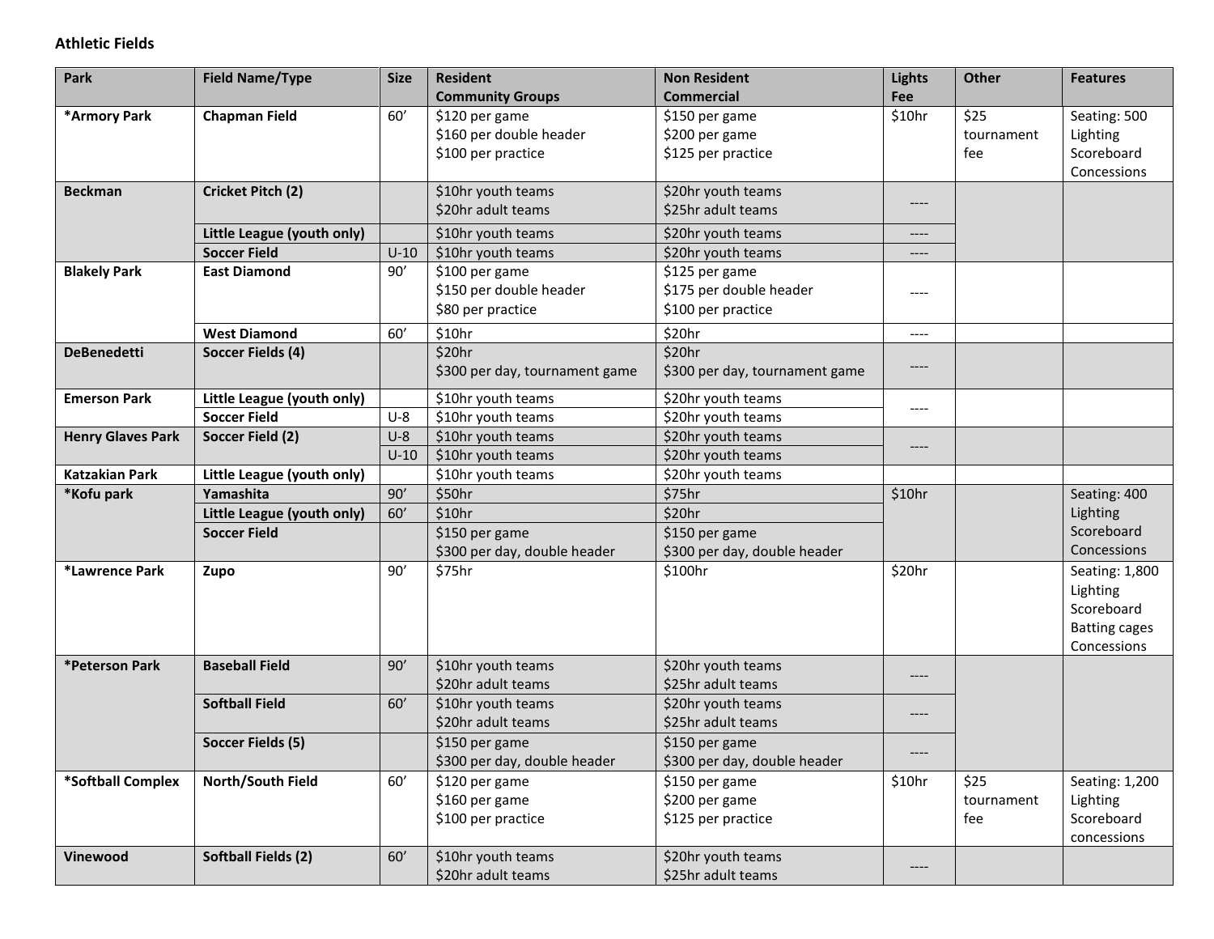**Athletic Fields**

| Park | Field Name/Type | Size | Resident Community Groups | Non Resident Commercial | Lights Fee | Other | Features |
|---|---|---|---|---|---|---|---|
| ***Armory Park** | **Chapman Field** | 60' | $120 per game<br>$160 per double header<br>$100 per practice | $150 per game<br>$200 per game<br>$125 per practice | $10hr | $25 tournament fee | Seating: 500<br>Lighting<br>Scoreboard<br>Concessions |
| **Beckman** | **Cricket Pitch (2)** | | $10hr youth teams<br>$20hr adult teams | $20hr youth teams<br>$25hr adult teams | ---- | | |
| | **Little League (youth only)** | | $10hr youth teams | $20hr youth teams | ---- | | |
| | **Soccer Field** | U-10 | $10hr youth teams | $20hr youth teams | ---- | | |
| **Blakely Park** | **East Diamond** | 90' | $100 per game<br>$150 per double header<br>$80 per practice | $125 per game<br>$175 per double header<br>$100 per practice | ---- | | |
| | **West Diamond** | 60' | $10hr | $20hr | ---- | | |
| **DeBenedetti** | **Soccer Fields (4)** | | $20hr<br>$300 per day, tournament game | $20hr<br>$300 per day, tournament game | ---- | | |
| **Emerson Park** | **Little League (youth only)** | | $10hr youth teams | $20hr youth teams | ---- | | |
| | **Soccer Field** | U-8 | $10hr youth teams | $20hr youth teams | | | |
| **Henry Glaves Park** | **Soccer Field (2)** | U-8 | $10hr youth teams | $20hr youth teams | ---- | | |
| | | U-10 | $10hr youth teams | $20hr youth teams | | | |
| **Katzakian Park** | **Little League (youth only)** | | $10hr youth teams | $20hr youth teams | | | |
| ***Kofu park** | **Yamashita** | 90' | $50hr | $75hr | $10hr | | Seating: 400<br>Lighting<br>Scoreboard<br>Concessions |
| | **Little League (youth only)** | 60' | $10hr | $20hr | | | |
| | **Soccer Field** | | $150 per game<br>$300 per day, double header | $150 per game<br>$300 per day, double header | | | |
| ***Lawrence Park** | **Zupo** | 90' | $75hr | $100hr | $20hr | | Seating: 1,800<br>Lighting<br>Scoreboard<br>Batting cages<br>Concessions |
| ***Peterson Park** | **Baseball Field** | 90' | $10hr youth teams<br>$20hr adult teams | $20hr youth teams<br>$25hr adult teams | ---- | | |
| | **Softball Field** | 60' | $10hr youth teams<br>$20hr adult teams | $20hr youth teams<br>$25hr adult teams | ---- | | |
| | **Soccer Fields (5)** | | $150 per game<br>$300 per day, double header | $150 per game<br>$300 per day, double header | ---- | | |
| ***Softball Complex** | **North/South Field** | 60' | $120 per game<br>$160 per game<br>$100 per practice | $150 per game<br>$200 per game<br>$125 per practice | $10hr | $25 tournament fee | Seating: 1,200<br>Lighting<br>Scoreboard<br>concessions |
| **Vinewood** | **Softball Fields (2)** | 60' | $10hr youth teams<br>$20hr adult teams | $20hr youth teams<br>$25hr adult teams | ---- | | |